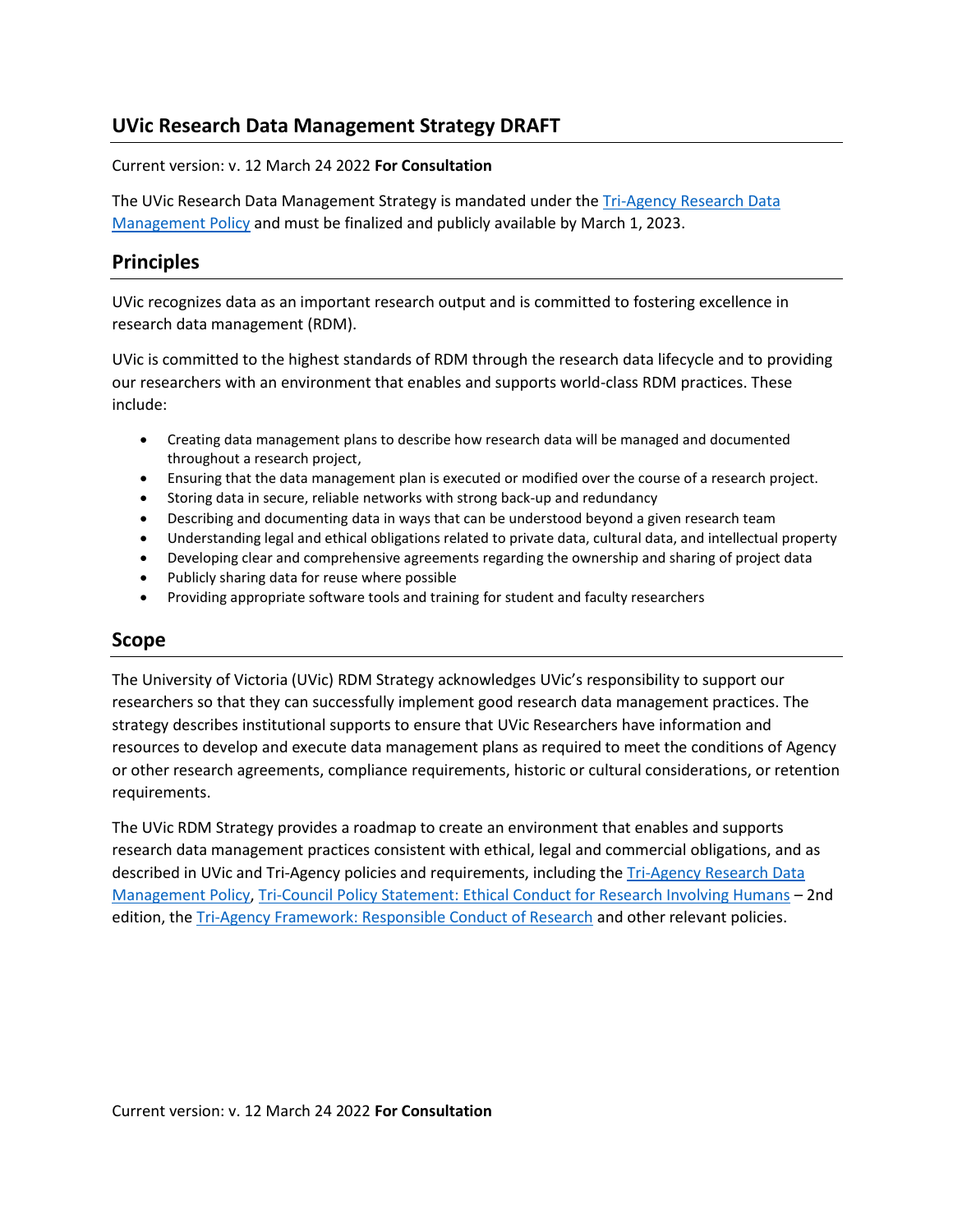# UVic Research Data Management Strategy DRAFT

Current version: v. 12 March 24 2022 **For Consultation**

The UVic Research Data Management Strategy is mandated under the [Tri-Agency Research Data Management Policy]() and must be finalized and publicly available by March 1, 2023.

## Principles

UVic recognizes data as an important research output and is committed to fostering excellence in research data management (RDM).

UVic is committed to the highest standards of RDM through the research data lifecycle and to providing our researchers with an environment that enables and supports world-class RDM practices. These include:

- Creating data management plans to describe how research data will be managed and documented throughout a research project,
- Ensuring that the data management plan is executed or modified over the course of a research project.
- Storing data in secure, reliable networks with strong back-up and redundancy
- Describing and documenting data in ways that can be understood beyond a given research team
- Understanding legal and ethical obligations related to private data, cultural data, and intellectual property
- Developing clear and comprehensive agreements regarding the ownership and sharing of project data
- Publicly sharing data for reuse where possible
- Providing appropriate software tools and training for student and faculty researchers

## Scope

The University of Victoria (UVic) RDM Strategy acknowledges UVic's responsibility to support our researchers so that they can successfully implement good research data management practices. The strategy describes institutional supports to ensure that UVic Researchers have information and resources to develop and execute data management plans as required to meet the conditions of Agency or other research agreements, compliance requirements, historic or cultural considerations, or retention requirements.

The UVic RDM Strategy provides a roadmap to create an environment that enables and supports research data management practices consistent with ethical, legal and commercial obligations, and as described in UVic and Tri-Agency policies and requirements, including the [Tri-Agency Research Data Management Policy](), [Tri-Council Policy Statement: Ethical Conduct for Research Involving Humans]() – 2nd edition, the [Tri-Agency Framework: Responsible Conduct of Research]() and other relevant policies.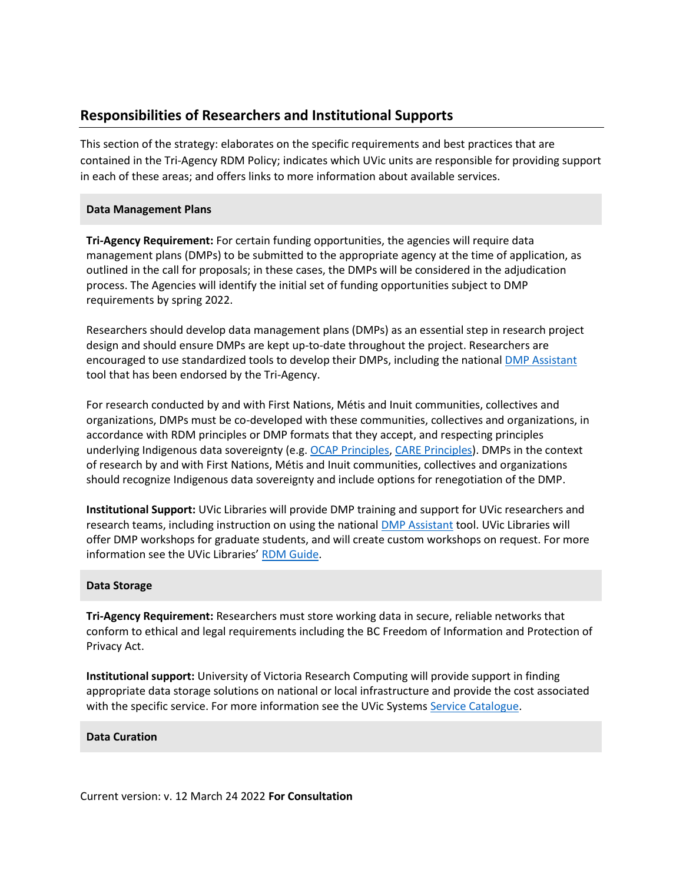## Responsibilities of Researchers and Institutional Supports

This section of the strategy: elaborates on the specific requirements and best practices that are contained in the Tri-Agency RDM Policy; indicates which UVic units are responsible for providing support in each of these areas; and offers links to more information about available services.

### Data Management Plans

**Tri-Agency Requirement:** For certain funding opportunities, the agencies will require data management plans (DMPs) to be submitted to the appropriate agency at the time of application, as outlined in the call for proposals; in these cases, the DMPs will be considered in the adjudication process. The Agencies will identify the initial set of funding opportunities subject to DMP requirements by spring 2022.

Researchers should develop data management plans (DMPs) as an essential step in research project design and should ensure DMPs are kept up-to-date throughout the project. Researchers are encouraged to use standardized tools to develop their DMPs, including the national DMP Assistant tool that has been endorsed by the Tri-Agency.

For research conducted by and with First Nations, Métis and Inuit communities, collectives and organizations, DMPs must be co-developed with these communities, collectives and organizations, in accordance with RDM principles or DMP formats that they accept, and respecting principles underlying Indigenous data sovereignty (e.g. OCAP Principles, CARE Principles). DMPs in the context of research by and with First Nations, Métis and Inuit communities, collectives and organizations should recognize Indigenous data sovereignty and include options for renegotiation of the DMP.

**Institutional Support:** UVic Libraries will provide DMP training and support for UVic researchers and research teams, including instruction on using the national DMP Assistant tool. UVic Libraries will offer DMP workshops for graduate students, and will create custom workshops on request. For more information see the UVic Libraries' RDM Guide.

### Data Storage

**Tri-Agency Requirement:** Researchers must store working data in secure, reliable networks that conform to ethical and legal requirements including the BC Freedom of Information and Protection of Privacy Act.

**Institutional support:** University of Victoria Research Computing will provide support in finding appropriate data storage solutions on national or local infrastructure and provide the cost associated with the specific service. For more information see the UVic Systems Service Catalogue.

### Data Curation

Current version: v. 12 March 24 2022 **For Consultation**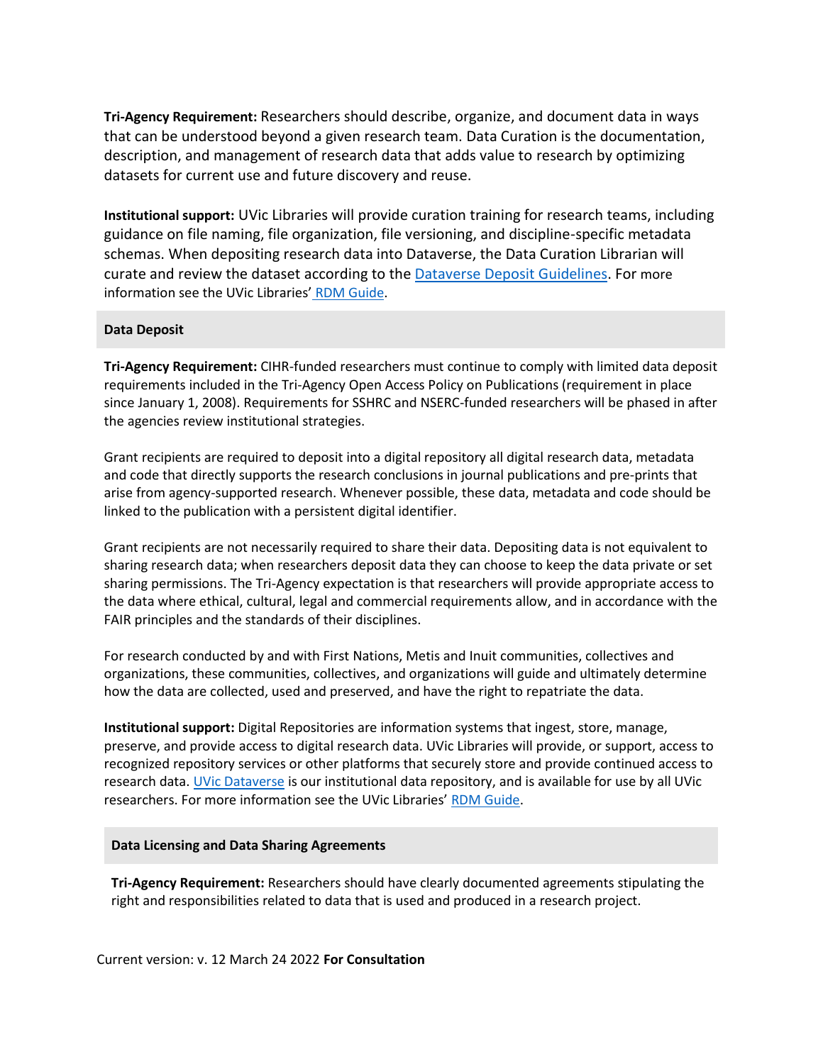**Tri-Agency Requirement:** Researchers should describe, organize, and document data in ways that can be understood beyond a given research team. Data Curation is the documentation, description, and management of research data that adds value to research by optimizing datasets for current use and future discovery and reuse.

**Institutional support:** UVic Libraries will provide curation training for research teams, including guidance on file naming, file organization, file versioning, and discipline-specific metadata schemas. When depositing research data into Dataverse, the Data Curation Librarian will curate and review the dataset according to the Dataverse Deposit Guidelines. For more information see the UVic Libraries' RDM Guide.

## Data Deposit

**Tri-Agency Requirement:** CIHR-funded researchers must continue to comply with limited data deposit requirements included in the Tri-Agency Open Access Policy on Publications (requirement in place since January 1, 2008). Requirements for SSHRC and NSERC-funded researchers will be phased in after the agencies review institutional strategies.

Grant recipients are required to deposit into a digital repository all digital research data, metadata and code that directly supports the research conclusions in journal publications and pre-prints that arise from agency-supported research. Whenever possible, these data, metadata and code should be linked to the publication with a persistent digital identifier.

Grant recipients are not necessarily required to share their data. Depositing data is not equivalent to sharing research data; when researchers deposit data they can choose to keep the data private or set sharing permissions. The Tri-Agency expectation is that researchers will provide appropriate access to the data where ethical, cultural, legal and commercial requirements allow, and in accordance with the FAIR principles and the standards of their disciplines.

For research conducted by and with First Nations, Metis and Inuit communities, collectives and organizations, these communities, collectives, and organizations will guide and ultimately determine how the data are collected, used and preserved, and have the right to repatriate the data.

**Institutional support:** Digital Repositories are information systems that ingest, store, manage, preserve, and provide access to digital research data. UVic Libraries will provide, or support, access to recognized repository services or other platforms that securely store and provide continued access to research data. UVic Dataverse is our institutional data repository, and is available for use by all UVic researchers. For more information see the UVic Libraries' RDM Guide.

## Data Licensing and Data Sharing Agreements

**Tri-Agency Requirement:** Researchers should have clearly documented agreements stipulating the right and responsibilities related to data that is used and produced in a research project.

Current version: v. 12 March 24 2022 **For Consultation**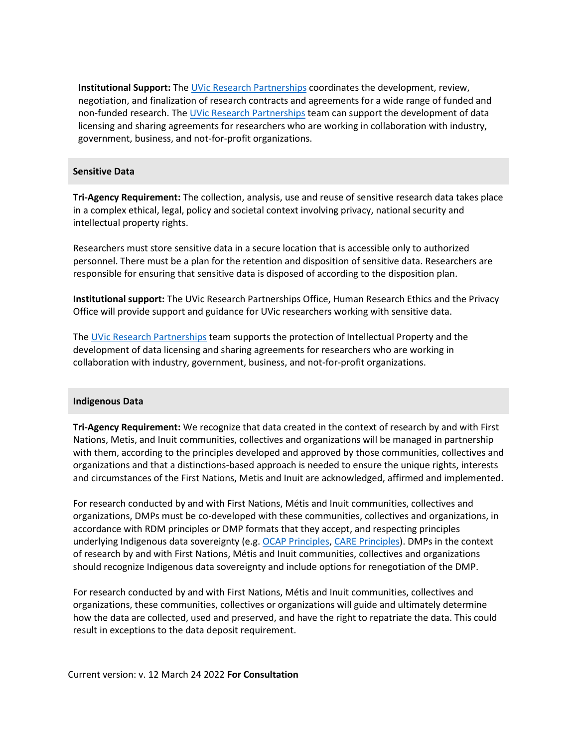**Institutional Support:** The UVic Research Partnerships coordinates the development, review, negotiation, and finalization of research contracts and agreements for a wide range of funded and non-funded research. The UVic Research Partnerships team can support the development of data licensing and sharing agreements for researchers who are working in collaboration with industry, government, business, and not-for-profit organizations.

## Sensitive Data

**Tri-Agency Requirement:** The collection, analysis, use and reuse of sensitive research data takes place in a complex ethical, legal, policy and societal context involving privacy, national security and intellectual property rights.

Researchers must store sensitive data in a secure location that is accessible only to authorized personnel. There must be a plan for the retention and disposition of sensitive data. Researchers are responsible for ensuring that sensitive data is disposed of according to the disposition plan.

**Institutional support:** The UVic Research Partnerships Office, Human Research Ethics and the Privacy Office will provide support and guidance for UVic researchers working with sensitive data.

The UVic Research Partnerships team supports the protection of Intellectual Property and the development of data licensing and sharing agreements for researchers who are working in collaboration with industry, government, business, and not-for-profit organizations.

## Indigenous Data

**Tri-Agency Requirement:** We recognize that data created in the context of research by and with First Nations, Metis, and Inuit communities, collectives and organizations will be managed in partnership with them, according to the principles developed and approved by those communities, collectives and organizations and that a distinctions-based approach is needed to ensure the unique rights, interests and circumstances of the First Nations, Metis and Inuit are acknowledged, affirmed and implemented.

For research conducted by and with First Nations, Métis and Inuit communities, collectives and organizations, DMPs must be co-developed with these communities, collectives and organizations, in accordance with RDM principles or DMP formats that they accept, and respecting principles underlying Indigenous data sovereignty (e.g. OCAP Principles, CARE Principles). DMPs in the context of research by and with First Nations, Métis and Inuit communities, collectives and organizations should recognize Indigenous data sovereignty and include options for renegotiation of the DMP.

For research conducted by and with First Nations, Métis and Inuit communities, collectives and organizations, these communities, collectives or organizations will guide and ultimately determine how the data are collected, used and preserved, and have the right to repatriate the data. This could result in exceptions to the data deposit requirement.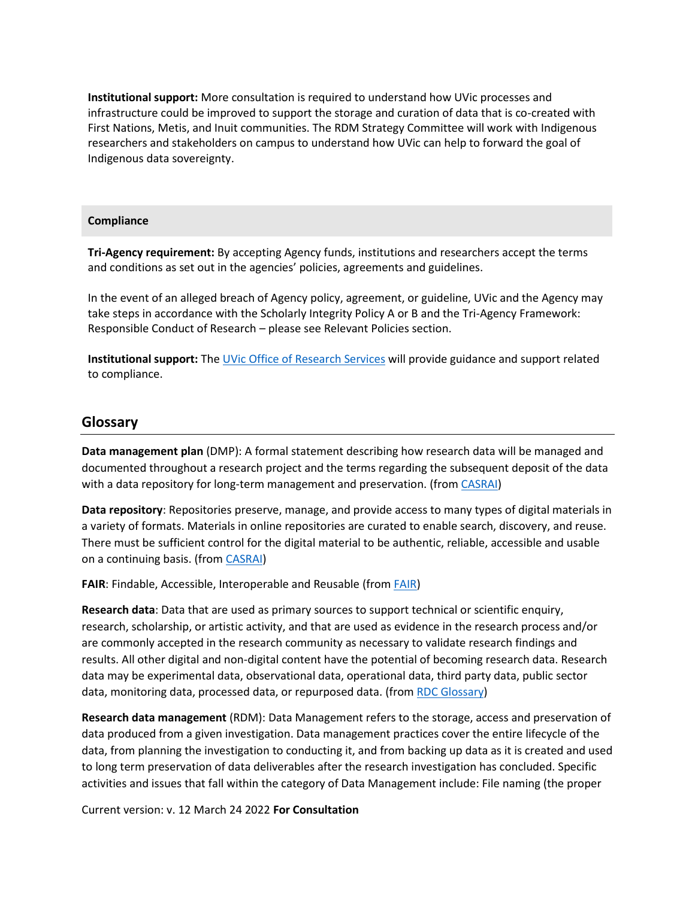**Institutional support:** More consultation is required to understand how UVic processes and infrastructure could be improved to support the storage and curation of data that is co-created with First Nations, Metis, and Inuit communities. The RDM Strategy Committee will work with Indigenous researchers and stakeholders on campus to understand how UVic can help to forward the goal of Indigenous data sovereignty.

**Compliance**

**Tri-Agency requirement:** By accepting Agency funds, institutions and researchers accept the terms and conditions as set out in the agencies' policies, agreements and guidelines.

In the event of an alleged breach of Agency policy, agreement, or guideline, UVic and the Agency may take steps in accordance with the Scholarly Integrity Policy A or B and the Tri-Agency Framework: Responsible Conduct of Research – please see Relevant Policies section.

**Institutional support:** The UVic Office of Research Services will provide guidance and support related to compliance.

## Glossary

**Data management plan** (DMP): A formal statement describing how research data will be managed and documented throughout a research project and the terms regarding the subsequent deposit of the data with a data repository for long-term management and preservation. (from CASRAI)

**Data repository**: Repositories preserve, manage, and provide access to many types of digital materials in a variety of formats. Materials in online repositories are curated to enable search, discovery, and reuse. There must be sufficient control for the digital material to be authentic, reliable, accessible and usable on a continuing basis. (from CASRAI)

**FAIR**: Findable, Accessible, Interoperable and Reusable (from FAIR)

**Research data**: Data that are used as primary sources to support technical or scientific enquiry, research, scholarship, or artistic activity, and that are used as evidence in the research process and/or are commonly accepted in the research community as necessary to validate research findings and results. All other digital and non-digital content have the potential of becoming research data. Research data may be experimental data, observational data, operational data, third party data, public sector data, monitoring data, processed data, or repurposed data. (from RDC Glossary)

**Research data management** (RDM): Data Management refers to the storage, access and preservation of data produced from a given investigation. Data management practices cover the entire lifecycle of the data, from planning the investigation to conducting it, and from backing up data as it is created and used to long term preservation of data deliverables after the research investigation has concluded. Specific activities and issues that fall within the category of Data Management include: File naming (the proper

Current version: v. 12 March 24 2022 **For Consultation**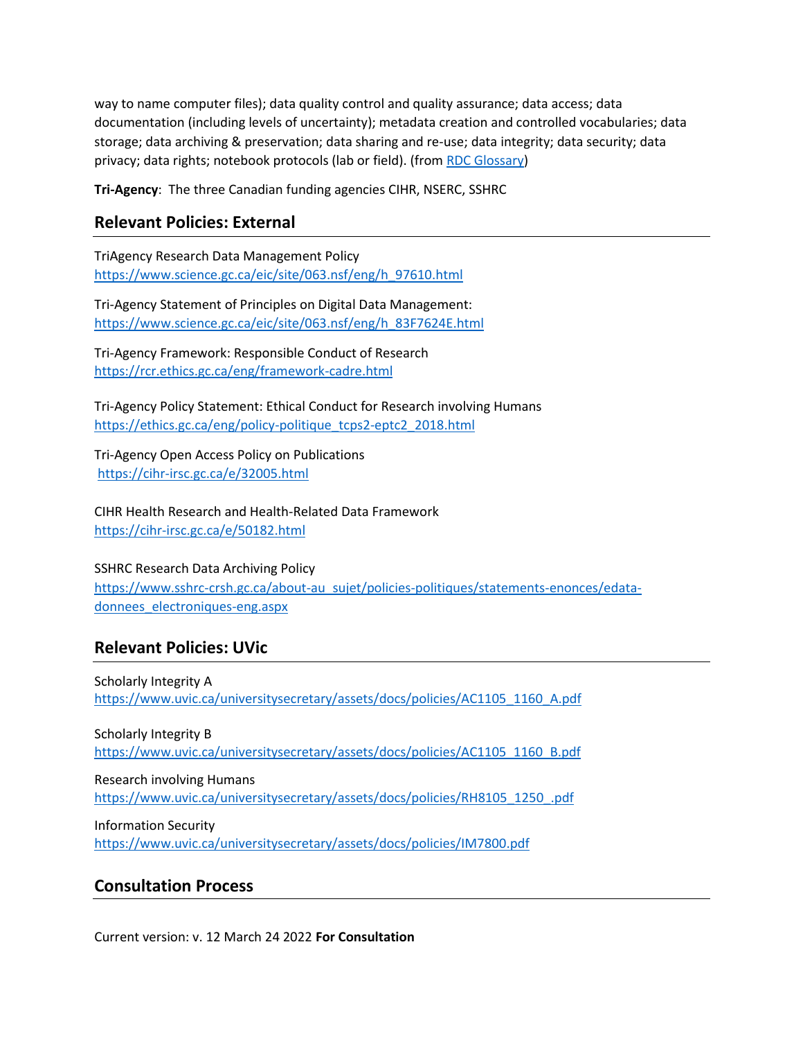way to name computer files); data quality control and quality assurance; data access; data documentation (including levels of uncertainty); metadata creation and controlled vocabularies; data storage; data archiving & preservation; data sharing and re-use; data integrity; data security; data privacy; data rights; notebook protocols (lab or field). (from [RDC Glossary](RDC Glossary))

**Tri-Agency**: The three Canadian funding agencies CIHR, NSERC, SSHRC

## Relevant Policies: External

TriAgency Research Data Management Policy
https://www.science.gc.ca/eic/site/063.nsf/eng/h_97610.html

Tri-Agency Statement of Principles on Digital Data Management:
https://www.science.gc.ca/eic/site/063.nsf/eng/h_83F7624E.html

Tri-Agency Framework: Responsible Conduct of Research
https://rcr.ethics.gc.ca/eng/framework-cadre.html

Tri-Agency Policy Statement: Ethical Conduct for Research involving Humans
https://ethics.gc.ca/eng/policy-politique_tcps2-eptc2_2018.html

Tri-Agency Open Access Policy on Publications
https://cihr-irsc.gc.ca/e/32005.html

CIHR Health Research and Health-Related Data Framework
https://cihr-irsc.gc.ca/e/50182.html

SSHRC Research Data Archiving Policy
https://www.sshrc-crsh.gc.ca/about-au_sujet/policies-politiques/statements-enonces/edata-donnees_electroniques-eng.aspx

## Relevant Policies: UVic

Scholarly Integrity A
https://www.uvic.ca/universitysecretary/assets/docs/policies/AC1105_1160_A.pdf

Scholarly Integrity B
https://www.uvic.ca/universitysecretary/assets/docs/policies/AC1105_1160_B.pdf

Research involving Humans
https://www.uvic.ca/universitysecretary/assets/docs/policies/RH8105_1250_.pdf

Information Security
https://www.uvic.ca/universitysecretary/assets/docs/policies/IM7800.pdf

## Consultation Process

Current version: v. 12 March 24 2022 **For Consultation**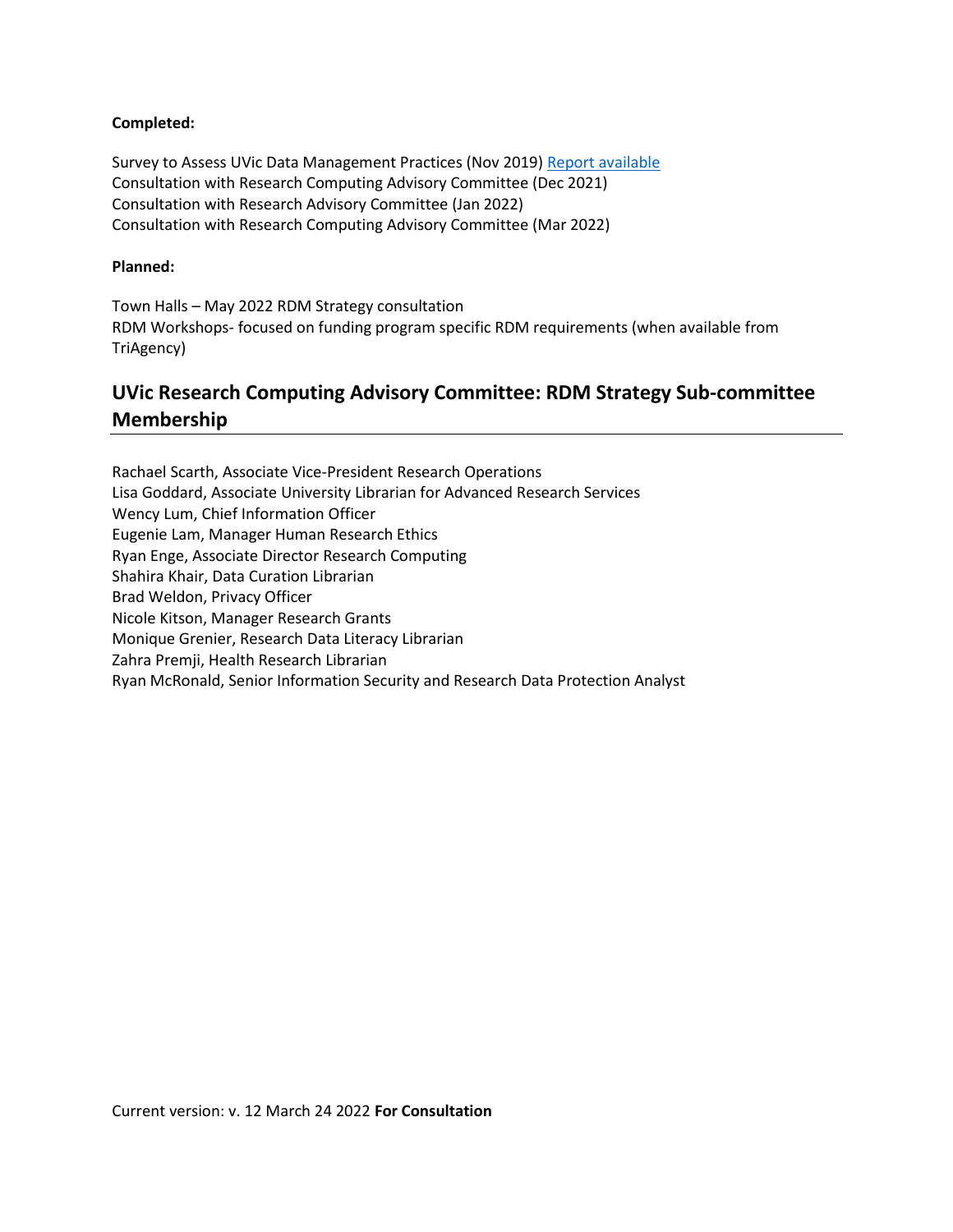**Completed:**

Survey to Assess UVic Data Management Practices (Nov 2019) [Report available]
Consultation with Research Computing Advisory Committee (Dec 2021)
Consultation with Research Advisory Committee (Jan 2022)
Consultation with Research Computing Advisory Committee (Mar 2022)

**Planned:**

Town Halls – May 2022 RDM Strategy consultation
RDM Workshops- focused on funding program specific RDM requirements (when available from TriAgency)

## UVic Research Computing Advisory Committee: RDM Strategy Sub-committee Membership

Rachael Scarth, Associate Vice-President Research Operations
Lisa Goddard, Associate University Librarian for Advanced Research Services
Wency Lum, Chief Information Officer
Eugenie Lam, Manager Human Research Ethics
Ryan Enge, Associate Director Research Computing
Shahira Khair, Data Curation Librarian
Brad Weldon, Privacy Officer
Nicole Kitson, Manager Research Grants
Monique Grenier, Research Data Literacy Librarian
Zahra Premji, Health Research Librarian
Ryan McRonald, Senior Information Security and Research Data Protection Analyst

Current version: v. 12 March 24 2022 **For Consultation**